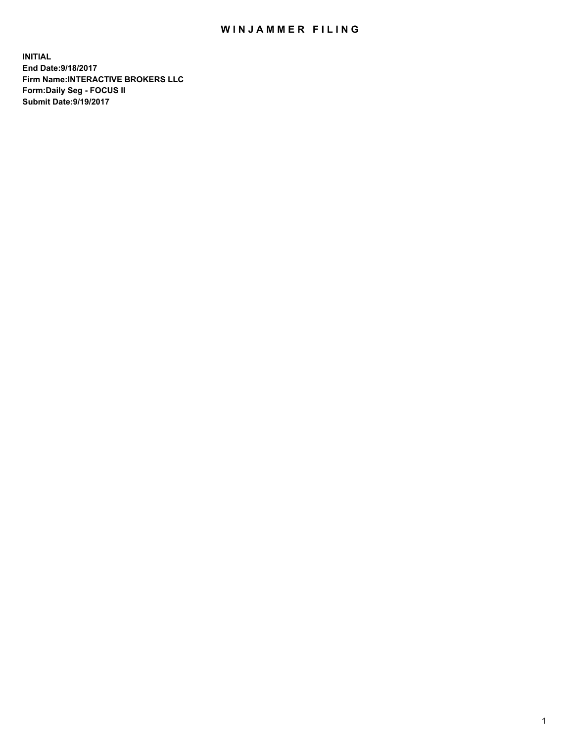# WINJAMMER FILING

**INITIAL**
**End Date:9/18/2017**
**Firm Name:INTERACTIVE BROKERS LLC**
**Form:Daily Seg - FOCUS II**
**Submit Date:9/19/2017**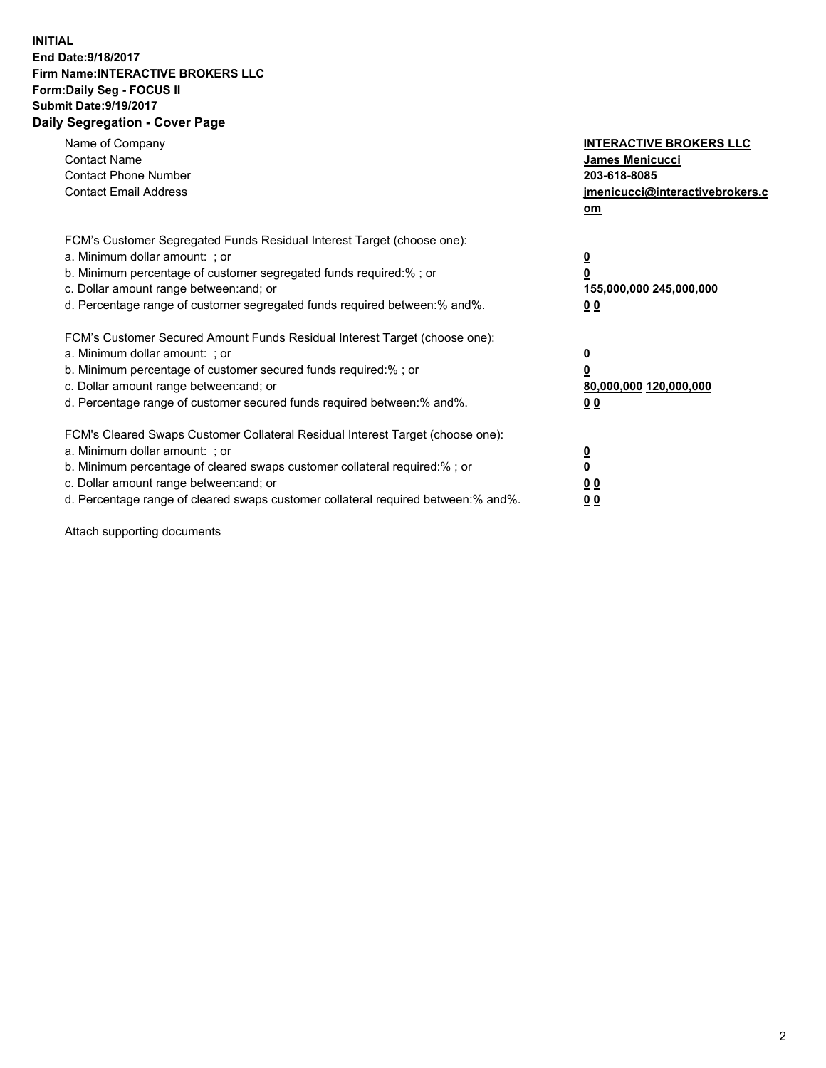**INITIAL**
**End Date:9/18/2017**
**Firm Name:INTERACTIVE BROKERS LLC**
**Form:Daily Seg - FOCUS II**
**Submit Date:9/19/2017**

## Daily Segregation - Cover Page

| | |
|---|---|
| Name of Company | **INTERACTIVE BROKERS LLC** |
| Contact Name | **James Menicucci** |
| Contact Phone Number | **203-618-8085** |
| Contact Email Address | **jmenicucci@interactivebrokers.com** |

| | |
|---|---|
| FCM's Customer Segregated Funds Residual Interest Target (choose one): | |
| a. Minimum dollar amount: ; or | **0** |
| b. Minimum percentage of customer segregated funds required:% ; or | **0** |
| c. Dollar amount range between:and; or | **155,000,000 245,000,000** |
| d. Percentage range of customer segregated funds required between:% and%. | **0 0** |
| FCM's Customer Secured Amount Funds Residual Interest Target (choose one): | |
| a. Minimum dollar amount: ; or | **0** |
| b. Minimum percentage of customer secured funds required:% ; or | **0** |
| c. Dollar amount range between:and; or | **80,000,000 120,000,000** |
| d. Percentage range of customer secured funds required between:% and%. | **0 0** |
| FCM's Cleared Swaps Customer Collateral Residual Interest Target (choose one): | |
| a. Minimum dollar amount: ; or | **0** |
| b. Minimum percentage of cleared swaps customer collateral required:% ; or | **0** |
| c. Dollar amount range between:and; or | **0 0** |
| d. Percentage range of cleared swaps customer collateral required between:% and%. | **0 0** |

Attach supporting documents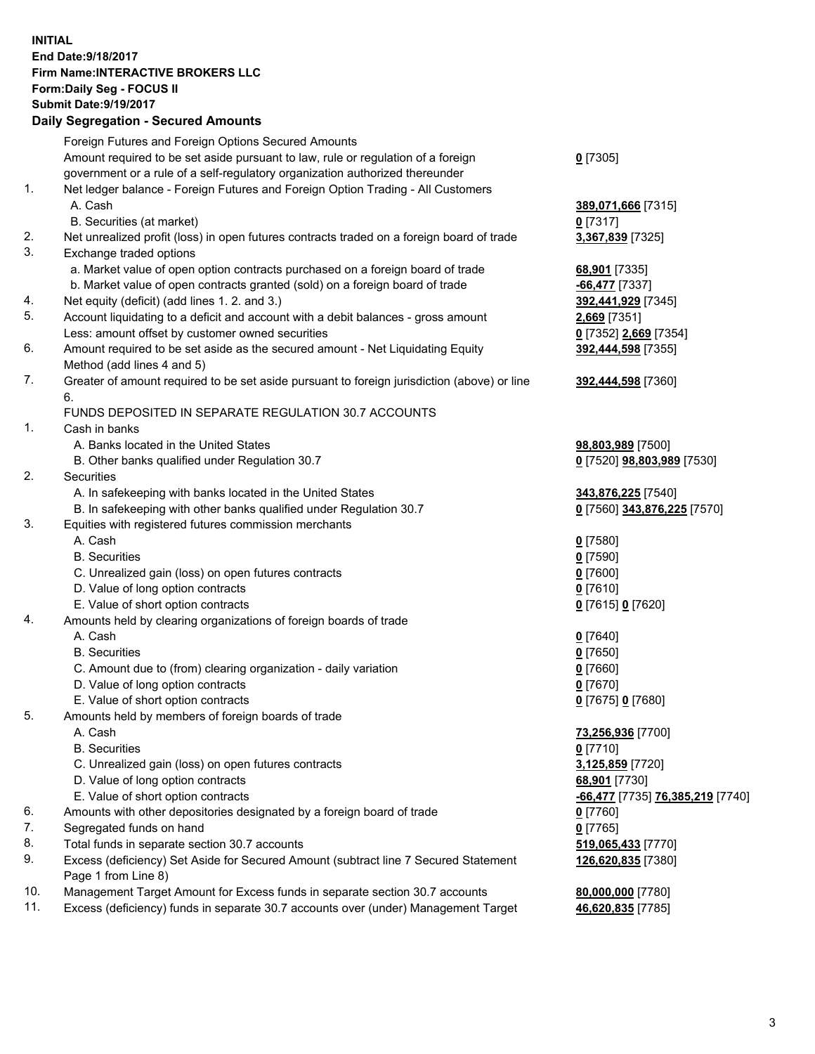**INITIAL**
**End Date:9/18/2017**
**Firm Name:INTERACTIVE BROKERS LLC**
**Form:Daily Seg - FOCUS II**
**Submit Date:9/19/2017**
**Daily Segregation - Secured Amounts**

| | | |
|---|---|---|
| | Foreign Futures and Foreign Options Secured Amounts | |
| | Amount required to be set aside pursuant to law, rule or regulation of a foreign government or a rule of a self-regulatory organization authorized thereunder | **0** [7305] |
| 1. | Net ledger balance - Foreign Futures and Foreign Option Trading - All Customers | |
| | A. Cash | **389,071,666** [7315] |
| | B. Securities (at market) | **0** [7317] |
| 2. | Net unrealized profit (loss) in open futures contracts traded on a foreign board of trade | **3,367,839** [7325] |
| 3. | Exchange traded options | |
| | a. Market value of open option contracts purchased on a foreign board of trade | **68,901** [7335] |
| | b. Market value of open contracts granted (sold) on a foreign board of trade | **-66,477** [7337] |
| 4. | Net equity (deficit) (add lines 1. 2. and 3.) | **392,441,929** [7345] |
| 5. | Account liquidating to a deficit and account with a debit balances - gross amount | **2,669** [7351] |
| | Less: amount offset by customer owned securities | **0** [7352] **2,669** [7354] |
| 6. | Amount required to be set aside as the secured amount - Net Liquidating Equity Method (add lines 4 and 5) | **392,444,598** [7355] |
| 7. | Greater of amount required to be set aside pursuant to foreign jurisdiction (above) or line 6. | **392,444,598** [7360] |
| | FUNDS DEPOSITED IN SEPARATE REGULATION 30.7 ACCOUNTS | |
| 1. | Cash in banks | |
| | A. Banks located in the United States | **98,803,989** [7500] |
| | B. Other banks qualified under Regulation 30.7 | **0** [7520] **98,803,989** [7530] |
| 2. | Securities | |
| | A. In safekeeping with banks located in the United States | **343,876,225** [7540] |
| | B. In safekeeping with other banks qualified under Regulation 30.7 | **0** [7560] **343,876,225** [7570] |
| 3. | Equities with registered futures commission merchants | |
| | A. Cash | **0** [7580] |
| | B. Securities | **0** [7590] |
| | C. Unrealized gain (loss) on open futures contracts | **0** [7600] |
| | D. Value of long option contracts | **0** [7610] |
| | E. Value of short option contracts | **0** [7615] **0** [7620] |
| 4. | Amounts held by clearing organizations of foreign boards of trade | |
| | A. Cash | **0** [7640] |
| | B. Securities | **0** [7650] |
| | C. Amount due to (from) clearing organization - daily variation | **0** [7660] |
| | D. Value of long option contracts | **0** [7670] |
| | E. Value of short option contracts | **0** [7675] **0** [7680] |
| 5. | Amounts held by members of foreign boards of trade | |
| | A. Cash | **73,256,936** [7700] |
| | B. Securities | **0** [7710] |
| | C. Unrealized gain (loss) on open futures contracts | **3,125,859** [7720] |
| | D. Value of long option contracts | **68,901** [7730] |
| | E. Value of short option contracts | **-66,477** [7735] **76,385,219** [7740] |
| 6. | Amounts with other depositories designated by a foreign board of trade | **0** [7760] |
| 7. | Segregated funds on hand | **0** [7765] |
| 8. | Total funds in separate section 30.7 accounts | **519,065,433** [7770] |
| 9. | Excess (deficiency) Set Aside for Secured Amount (subtract line 7 Secured Statement Page 1 from Line 8) | **126,620,835** [7380] |
| 10. | Management Target Amount for Excess funds in separate section 30.7 accounts | **80,000,000** [7780] |
| 11. | Excess (deficiency) funds in separate 30.7 accounts over (under) Management Target | **46,620,835** [7785] |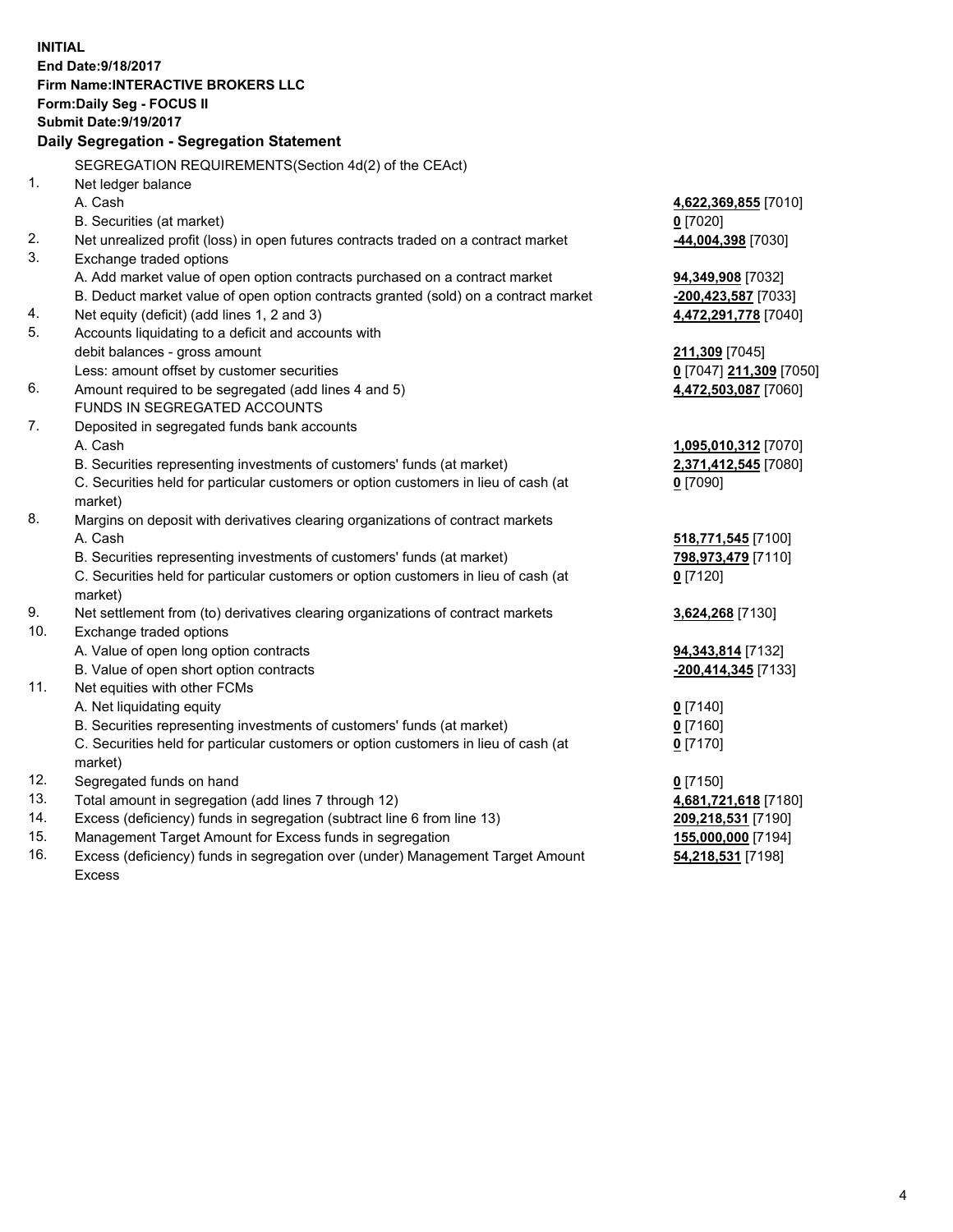**INITIAL**
**End Date:9/18/2017**
**Firm Name:INTERACTIVE BROKERS LLC**
**Form:Daily Seg - FOCUS II**
**Submit Date:9/19/2017**

### Daily Segregation - Segregation Statement

| | | |
|---|---|---|
| | SEGREGATION REQUIREMENTS(Section 4d(2) of the CEAct) | |
| 1. | Net ledger balance | |
| | A. Cash | **4,622,369,855** [7010] |
| | B. Securities (at market) | **0** [7020] |
| 2. | Net unrealized profit (loss) in open futures contracts traded on a contract market | **-44,004,398** [7030] |
| 3. | Exchange traded options | |
| | A. Add market value of open option contracts purchased on a contract market | **94,349,908** [7032] |
| | B. Deduct market value of open option contracts granted (sold) on a contract market | **-200,423,587** [7033] |
| 4. | Net equity (deficit) (add lines 1, 2 and 3) | **4,472,291,778** [7040] |
| 5. | Accounts liquidating to a deficit and accounts with | |
| | debit balances - gross amount | **211,309** [7045] |
| | Less: amount offset by customer securities | **0** [7047] **211,309** [7050] |
| 6. | Amount required to be segregated (add lines 4 and 5) | **4,472,503,087** [7060] |
| | FUNDS IN SEGREGATED ACCOUNTS | |
| 7. | Deposited in segregated funds bank accounts | |
| | A. Cash | **1,095,010,312** [7070] |
| | B. Securities representing investments of customers' funds (at market) | **2,371,412,545** [7080] |
| | C. Securities held for particular customers or option customers in lieu of cash (at market) | **0** [7090] |
| 8. | Margins on deposit with derivatives clearing organizations of contract markets | |
| | A. Cash | **518,771,545** [7100] |
| | B. Securities representing investments of customers' funds (at market) | **798,973,479** [7110] |
| | C. Securities held for particular customers or option customers in lieu of cash (at market) | **0** [7120] |
| 9. | Net settlement from (to) derivatives clearing organizations of contract markets | **3,624,268** [7130] |
| 10. | Exchange traded options | |
| | A. Value of open long option contracts | **94,343,814** [7132] |
| | B. Value of open short option contracts | **-200,414,345** [7133] |
| 11. | Net equities with other FCMs | |
| | A. Net liquidating equity | **0** [7140] |
| | B. Securities representing investments of customers' funds (at market) | **0** [7160] |
| | C. Securities held for particular customers or option customers in lieu of cash (at market) | **0** [7170] |
| 12. | Segregated funds on hand | **0** [7150] |
| 13. | Total amount in segregation (add lines 7 through 12) | **4,681,721,618** [7180] |
| 14. | Excess (deficiency) funds in segregation (subtract line 6 from line 13) | **209,218,531** [7190] |
| 15. | Management Target Amount for Excess funds in segregation | **155,000,000** [7194] |
| 16. | Excess (deficiency) funds in segregation over (under) Management Target Amount Excess | **54,218,531** [7198] |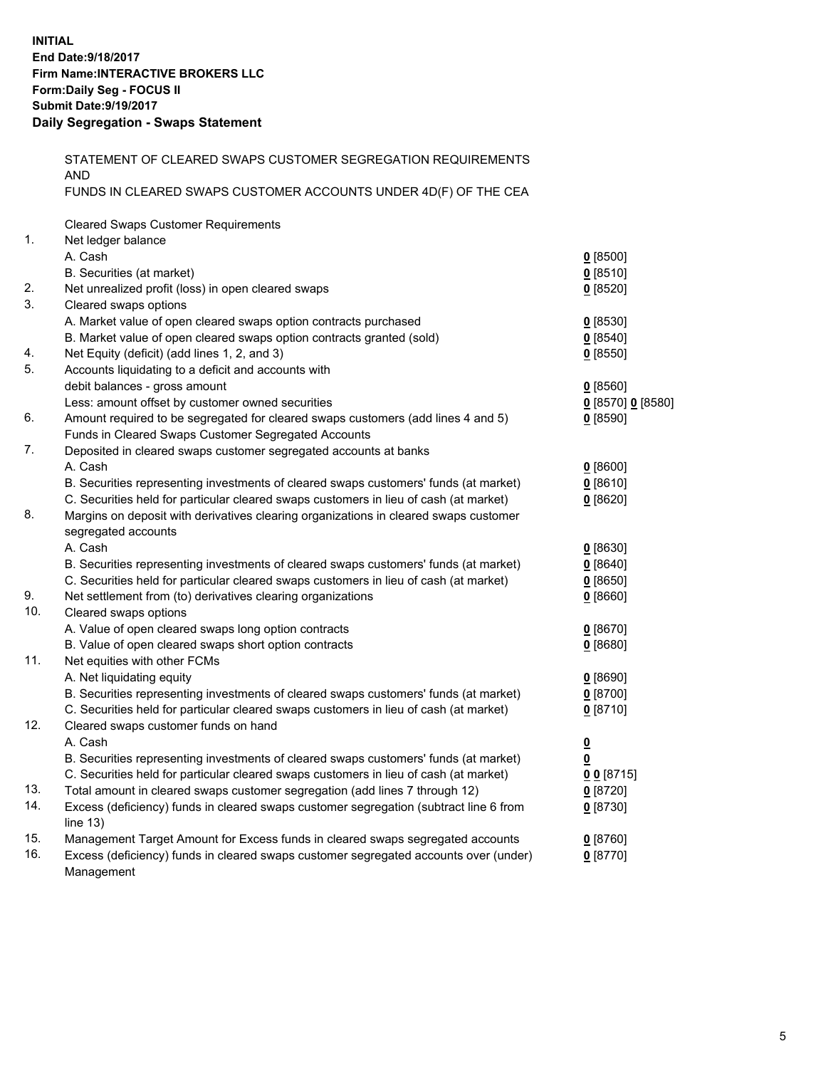**INITIAL**
**End Date:9/18/2017**
**Firm Name:INTERACTIVE BROKERS LLC**
**Form:Daily Seg - FOCUS II**
**Submit Date:9/19/2017**
**Daily Segregation - Swaps Statement**

STATEMENT OF CLEARED SWAPS CUSTOMER SEGREGATION REQUIREMENTS
AND
FUNDS IN CLEARED SWAPS CUSTOMER ACCOUNTS UNDER 4D(F) OF THE CEA

| | | |
|---|---|---|
| | Cleared Swaps Customer Requirements | |
| 1. | Net ledger balance | |
| | A. Cash | 0 [8500] |
| | B. Securities (at market) | 0 [8510] |
| 2. | Net unrealized profit (loss) in open cleared swaps | 0 [8520] |
| 3. | Cleared swaps options | |
| | A. Market value of open cleared swaps option contracts purchased | 0 [8530] |
| | B. Market value of open cleared swaps option contracts granted (sold) | 0 [8540] |
| 4. | Net Equity (deficit) (add lines 1, 2, and 3) | 0 [8550] |
| 5. | Accounts liquidating to a deficit and accounts with | |
| | debit balances - gross amount | 0 [8560] |
| | Less: amount offset by customer owned securities | 0 [8570] 0 [8580] |
| 6. | Amount required to be segregated for cleared swaps customers (add lines 4 and 5) | 0 [8590] |
| | Funds in Cleared Swaps Customer Segregated Accounts | |
| 7. | Deposited in cleared swaps customer segregated accounts at banks | |
| | A. Cash | 0 [8600] |
| | B. Securities representing investments of cleared swaps customers' funds (at market) | 0 [8610] |
| | C. Securities held for particular cleared swaps customers in lieu of cash (at market) | 0 [8620] |
| 8. | Margins on deposit with derivatives clearing organizations in cleared swaps customer segregated accounts | |
| | A. Cash | 0 [8630] |
| | B. Securities representing investments of cleared swaps customers' funds (at market) | 0 [8640] |
| | C. Securities held for particular cleared swaps customers in lieu of cash (at market) | 0 [8650] |
| 9. | Net settlement from (to) derivatives clearing organizations | 0 [8660] |
| 10. | Cleared swaps options | |
| | A. Value of open cleared swaps long option contracts | 0 [8670] |
| | B. Value of open cleared swaps short option contracts | 0 [8680] |
| 11. | Net equities with other FCMs | |
| | A. Net liquidating equity | 0 [8690] |
| | B. Securities representing investments of cleared swaps customers' funds (at market) | 0 [8700] |
| | C. Securities held for particular cleared swaps customers in lieu of cash (at market) | 0 [8710] |
| 12. | Cleared swaps customer funds on hand | |
| | A. Cash | 0 |
| | B. Securities representing investments of cleared swaps customers' funds (at market) | 0 |
| | C. Securities held for particular cleared swaps customers in lieu of cash (at market) | 0 0 [8715] |
| 13. | Total amount in cleared swaps customer segregation (add lines 7 through 12) | 0 [8720] |
| 14. | Excess (deficiency) funds in cleared swaps customer segregation (subtract line 6 from line 13) | 0 [8730] |
| 15. | Management Target Amount for Excess funds in cleared swaps segregated accounts | 0 [8760] |
| 16. | Excess (deficiency) funds in cleared swaps customer segregated accounts over (under) Management | 0 [8770] |